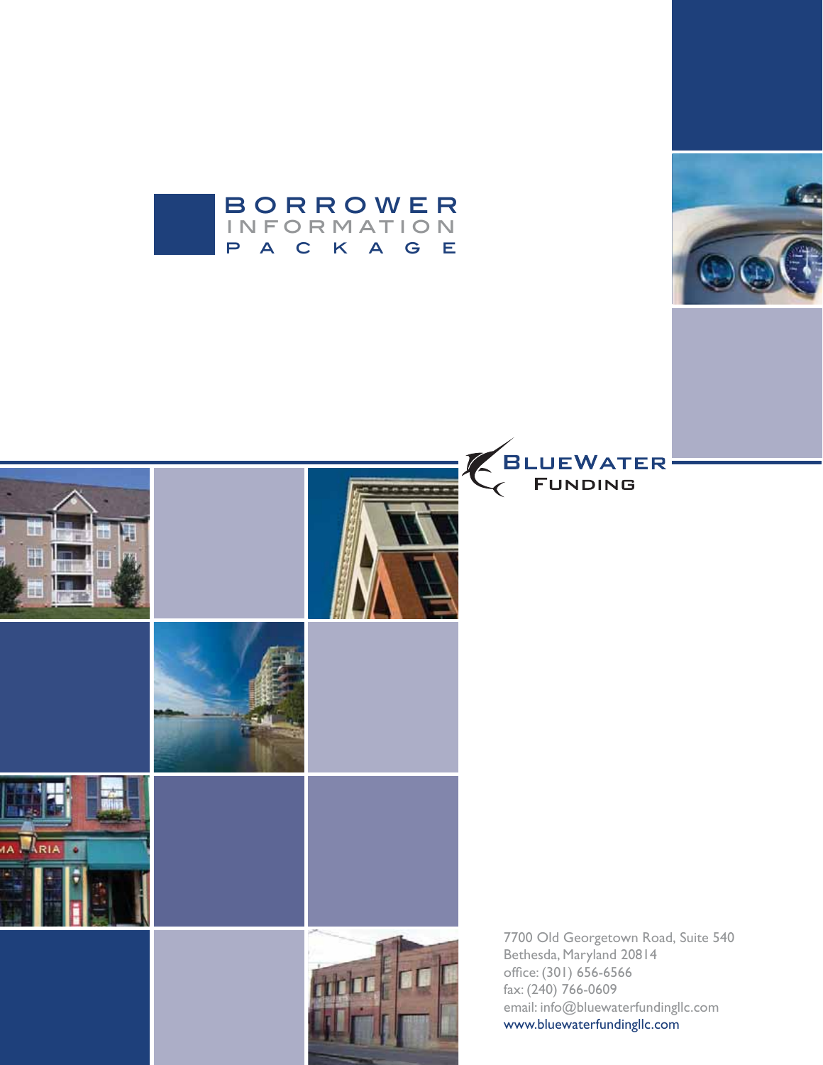# BORROWER INFORMATION PACKAGE

BlueWater Funding

7700 Old Georgetown Road, Suite 540
Bethesda, Maryland 20814
office: (301) 656-6566
fax: (240) 766-0609
email: info@bluewaterfundingllc.com
www.bluewaterfundingllc.com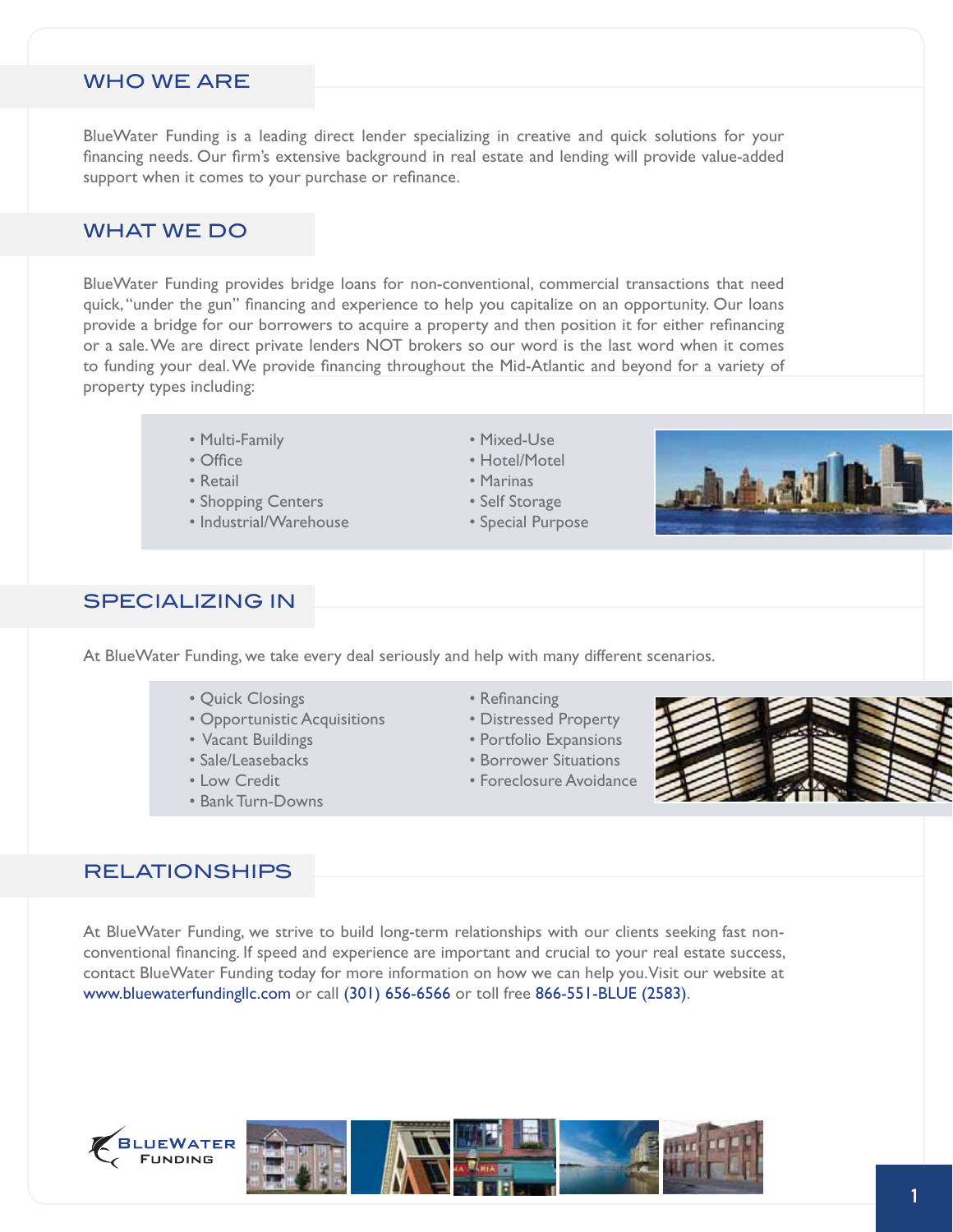## WHO WE ARE

BlueWater Funding is a leading direct lender specializing in creative and quick solutions for your financing needs. Our firm's extensive background in real estate and lending will provide value-added support when it comes to your purchase or refinance.

## WHAT WE DO

BlueWater Funding provides bridge loans for non-conventional, commercial transactions that need quick, "under the gun" financing and experience to help you capitalize on an opportunity. Our loans provide a bridge for our borrowers to acquire a property and then position it for either refinancing or a sale. We are direct private lenders NOT brokers so our word is the last word when it comes to funding your deal. We provide financing throughout the Mid-Atlantic and beyond for a variety of property types including:

- Multi-Family
- Office
- Retail
- Shopping Centers
- Industrial/Warehouse
- Mixed-Use
- Hotel/Motel
- Marinas
- Self Storage
- Special Purpose

## SPECIALIZING IN

At BlueWater Funding, we take every deal seriously and help with many different scenarios.

- Quick Closings
- Opportunistic Acquisitions
- Vacant Buildings
- Sale/Leasebacks
- Low Credit
- Bank Turn-Downs
- Refinancing
- Distressed Property
- Portfolio Expansions
- Borrower Situations
- Foreclosure Avoidance

## RELATIONSHIPS

At BlueWater Funding, we strive to build long-term relationships with our clients seeking fast non-conventional financing. If speed and experience are important and crucial to your real estate success, contact BlueWater Funding today for more information on how we can help you. Visit our website at www.bluewaterfundingllc.com or call (301) 656-6566 or toll free 866-551-BLUE (2583).

BLUEWATER FUNDING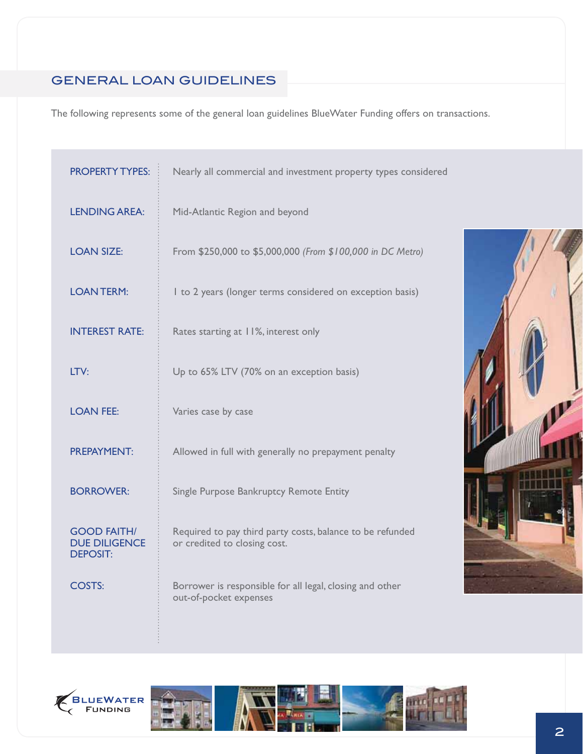## GENERAL LOAN GUIDELINES

The following represents some of the general loan guidelines BlueWater Funding offers on transactions.

| | |
|---|---|
| PROPERTY TYPES: | Nearly all commercial and investment property types considered |
| LENDING AREA: | Mid-Atlantic Region and beyond |
| LOAN SIZE: | From $250,000 to $5,000,000 *(From $100,000 in DC Metro)* |
| LOAN TERM: | 1 to 2 years (longer terms considered on exception basis) |
| INTEREST RATE: | Rates starting at 11%, interest only |
| LTV: | Up to 65% LTV (70% on an exception basis) |
| LOAN FEE: | Varies case by case |
| PREPAYMENT: | Allowed in full with generally no prepayment penalty |
| BORROWER: | Single Purpose Bankruptcy Remote Entity |
| GOOD FAITH/ DUE DILIGENCE DEPOSIT: | Required to pay third party costs, balance to be refunded or credited to closing cost. |
| COSTS: | Borrower is responsible for all legal, closing and other out-of-pocket expenses |

BLUEWATER FUNDING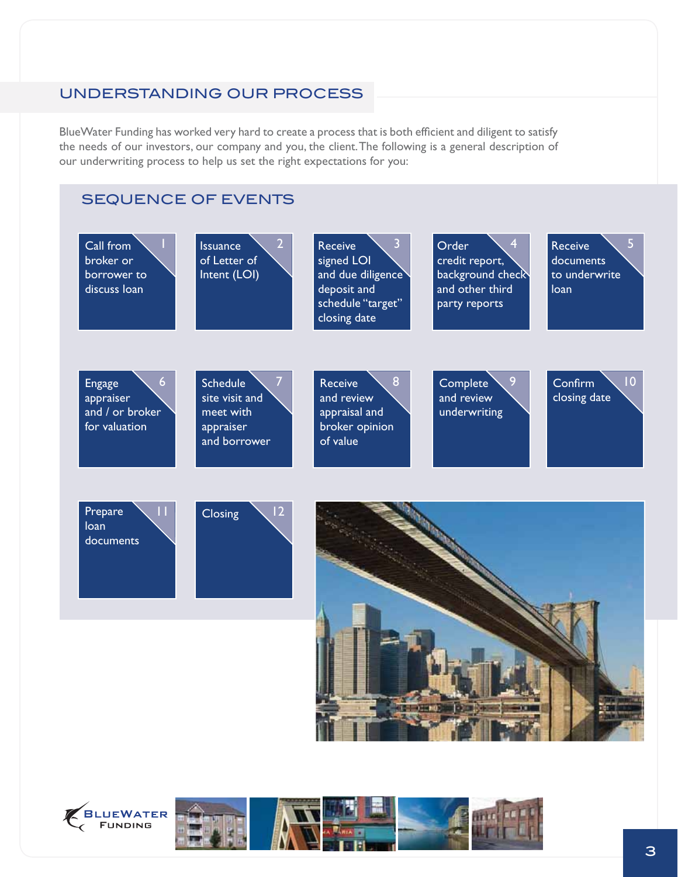## UNDERSTANDING OUR PROCESS

BlueWater Funding has worked very hard to create a process that is both efficient and diligent to satisfy the needs of our investors, our company and you, the client. The following is a general description of our underwriting process to help us set the right expectations for you:

### SEQUENCE OF EVENTS

1. Call from broker or borrower to discuss loan
2. Issuance of Letter of Intent (LOI)
3. Receive signed LOI and due diligence deposit and schedule "target" closing date
4. Order credit report, background check and other third party reports
5. Receive documents to underwrite loan
6. Engage appraiser and / or broker for valuation
7. Schedule site visit and meet with appraiser and borrower
8. Receive and review appraisal and broker opinion of value
9. Complete and review underwriting
10. Confirm closing date
11. Prepare loan documents
12. Closing

BlueWater Funding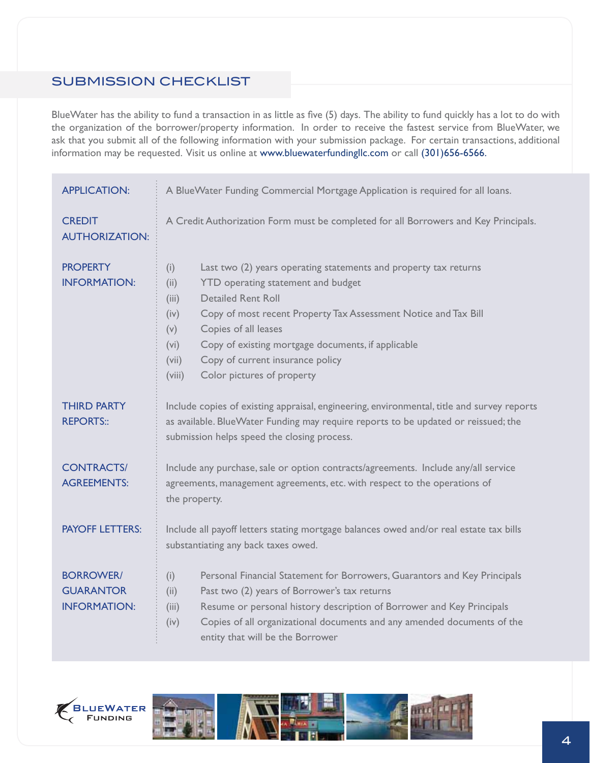## SUBMISSION CHECKLIST

BlueWater has the ability to fund a transaction in as little as five (5) days. The ability to fund quickly has a lot to do with the organization of the borrower/property information. In order to receive the fastest service from BlueWater, we ask that you submit all of the following information with your submission package. For certain transactions, additional information may be requested. Visit us online at www.bluewaterfundingllc.com or call (301)656-6566.

**APPLICATION:** A BlueWater Funding Commercial Mortgage Application is required for all loans.

**CREDIT AUTHORIZATION:** A Credit Authorization Form must be completed for all Borrowers and Key Principals.

**PROPERTY INFORMATION:**

- (i) Last two (2) years operating statements and property tax returns
- (ii) YTD operating statement and budget
- (iii) Detailed Rent Roll
- (iv) Copy of most recent Property Tax Assessment Notice and Tax Bill
- (v) Copies of all leases
- (vi) Copy of existing mortgage documents, if applicable
- (vii) Copy of current insurance policy
- (viii) Color pictures of property

**THIRD PARTY REPORTS::** Include copies of existing appraisal, engineering, environmental, title and survey reports as available. BlueWater Funding may require reports to be updated or reissued; the submission helps speed the closing process.

**CONTRACTS/ AGREEMENTS:** Include any purchase, sale or option contracts/agreements. Include any/all service agreements, management agreements, etc. with respect to the operations of the property.

**PAYOFF LETTERS:** Include all payoff letters stating mortgage balances owed and/or real estate tax bills substantiating any back taxes owed.

**BORROWER/ GUARANTOR INFORMATION:**

- (i) Personal Financial Statement for Borrowers, Guarantors and Key Principals
- (ii) Past two (2) years of Borrower's tax returns
- (iii) Resume or personal history description of Borrower and Key Principals
- (iv) Copies of all organizational documents and any amended documents of the entity that will be the Borrower

BLUEWATER FUNDING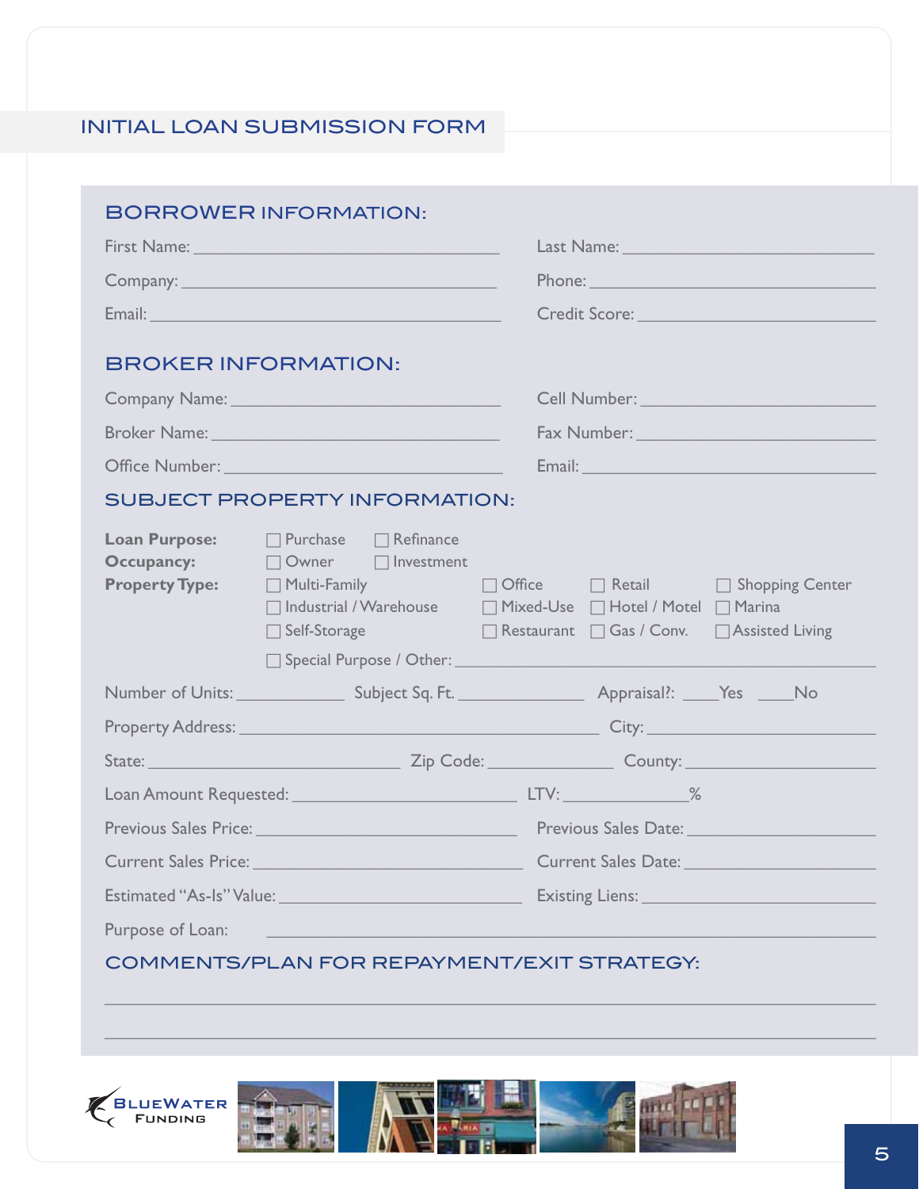# INITIAL LOAN SUBMISSION FORM

## BORROWER INFORMATION:

First Name: ______________________ Last Name: ______________________

Company: ______________________ Phone: ______________________

Email: ______________________ Credit Score: ______________________

## BROKER INFORMATION:

Company Name: ______________________ Cell Number: ______________________

Broker Name: ______________________ Fax Number: ______________________

Office Number: ______________________ Email: ______________________

## SUBJECT PROPERTY INFORMATION:

**Loan Purpose:** ☐ Purchase ☐ Refinance

**Occupancy:** ☐ Owner ☐ Investment

**Property Type:** ☐ Multi-Family ☐ Office ☐ Retail ☐ Shopping Center ☐ Industrial / Warehouse ☐ Mixed-Use ☐ Hotel / Motel ☐ Marina ☐ Self-Storage ☐ Restaurant ☐ Gas / Conv. ☐ Assisted Living

☐ Special Purpose / Other: ______________________

Number of Units: __________ Subject Sq. Ft. __________ Appraisal?: ____Yes ____No

Property Address: ______________________ City: ______________________

State: ______________________ Zip Code: __________ County: ______________________

Loan Amount Requested: ______________________ LTV: __________%

Previous Sales Price: ______________________ Previous Sales Date: ______________________

Current Sales Price: ______________________ Current Sales Date: ______________________

Estimated "As-Is" Value: ______________________ Existing Liens: ______________________

Purpose of Loan: ______________________

## COMMENTS/PLAN FOR REPAYMENT/EXIT STRATEGY:

______________________________________________

______________________________________________

BlueWater Funding